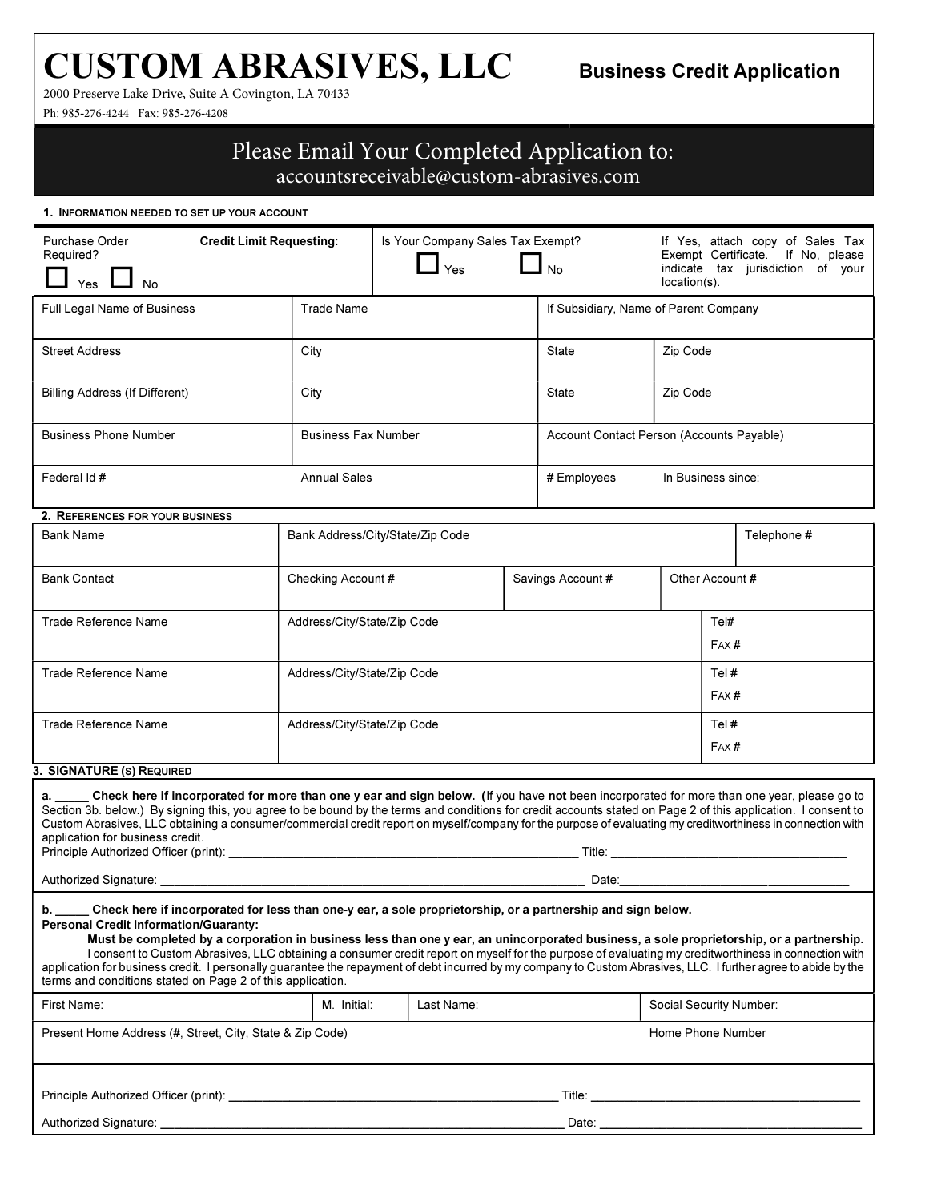# CUSTOM ABRASIVES, LLC

**Business Credit Application**

2000 Preserve Lake Drive, Suite A Covington, LA 70433

Ph: 985-276-4244 Fax: 985-276-4208

## Please Email Your Completed Application to:

accountsreceivable@custom-abrasives.com

### 1. Information needed to set up your account

| Purchase Order Required? ☐ Yes ☐ No | **Credit Limit Requesting:** | Is Your Company Sales Tax Exempt? ☐ Yes ☐ No | If Yes, attach copy of Sales Tax Exempt Certificate. If No, please indicate tax jurisdiction of your location(s). |
|---|---|---|---|

| Full Legal Name of Business | Trade Name | If Subsidiary, Name of Parent Company | |
|---|---|---|---|
| Street Address | City | State | Zip Code |
| Billing Address (If Different) | City | State | Zip Code |
| Business Phone Number | Business Fax Number | Account Contact Person (Accounts Payable) | |
| Federal Id # | Annual Sales | # Employees | In Business since: |

### 2. References for your business

| Bank Name | Bank Address/City/State/Zip Code | | | Telephone # |
|---|---|---|---|---|
| Bank Contact | Checking Account # | Savings Account # | Other Account # | |

| Trade Reference Name | Address/City/State/Zip Code | Tel# / Fax # |
|---|---|---|
| Trade Reference Name | Address/City/State/Zip Code | Tel # / Fax # |
| Trade Reference Name | Address/City/State/Zip Code | Tel # / Fax # |

### 3. Signature (s) Required

a. _____ **Check here if incorporated for more than one y ear and sign below. (**If you have **not** been incorporated for more than one year, please go to Section 3b. below.) By signing this, you agree to be bound by the terms and conditions for credit accounts stated on Page 2 of this application. I consent to Custom Abrasives, LLC obtaining a consumer/commercial credit report on myself/company for the purpose of evaluating my creditworthiness in connection with application for business credit.

Principle Authorized Officer (print): ____________________________________________ Title: ______________________________

Authorized Signature: ____________________________________________________ Date:______________________________

b. _____ **Check here if incorporated for less than one-y ear, a sole proprietorship, or a partnership and sign below.**

**Personal Credit Information/Guaranty:**

**Must be completed by a corporation in business less than one y ear, an unincorporated business, a sole proprietorship, or a partnership.** I consent to Custom Abrasives, LLC obtaining a consumer credit report on myself for the purpose of evaluating my creditworthiness in connection with application for business credit. I personally guarantee the repayment of debt incurred by my company to Custom Abrasives, LLC. I further agree to abide by the terms and conditions stated on Page 2 of this application.

| First Name: | M. Initial: | Last Name: | Social Security Number: |
|---|---|---|---|
| Present Home Address (#, Street, City, State & Zip Code) | | | Home Phone Number |

Principle Authorized Officer (print): ____________________________________________ Title: ______________________________

Authorized Signature: ____________________________________________________ Date: ______________________________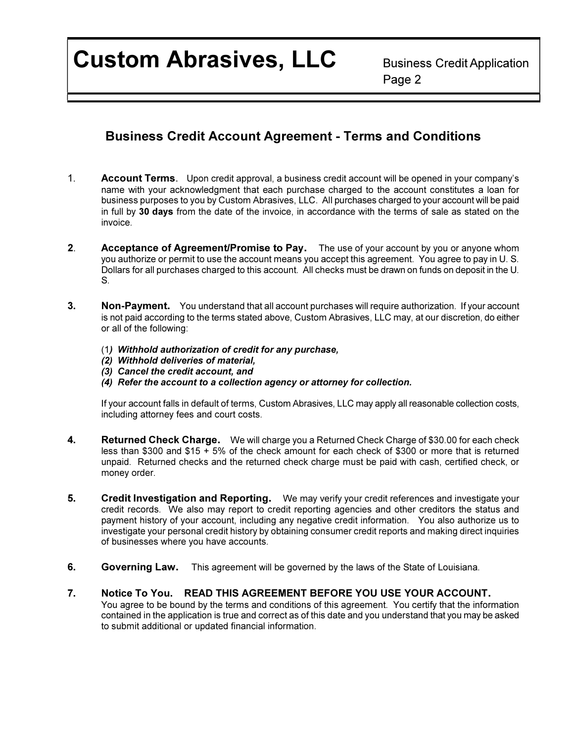# Custom Abrasives, LLC

Business Credit Application
Page 2

## Business Credit Account Agreement - Terms and Conditions

1. **Account Terms**. Upon credit approval, a business credit account will be opened in your company's name with your acknowledgment that each purchase charged to the account constitutes a loan for business purposes to you by Custom Abrasives, LLC. All purchases charged to your account will be paid in full by **30 days** from the date of the invoice, in accordance with the terms of sale as stated on the invoice.

2. **Acceptance of Agreement/Promise to Pay.** The use of your account by you or anyone whom you authorize or permit to use the account means you accept this agreement. You agree to pay in U. S. Dollars for all purchases charged to this account. All checks must be drawn on funds on deposit in the U. S.

3. **Non-Payment.** You understand that all account purchases will require authorization. If your account is not paid according to the terms stated above, Custom Abrasives, LLC may, at our discretion, do either or all of the following:

   (1) ***Withhold authorization of credit for any purchase,***
   ***(2) Withhold deliveries of material,***
   ***(3) Cancel the credit account, and***
   ***(4) Refer the account to a collection agency or attorney for collection.***

   If your account falls in default of terms, Custom Abrasives, LLC may apply all reasonable collection costs, including attorney fees and court costs.

4. **Returned Check Charge.** We will charge you a Returned Check Charge of $30.00 for each check less than $300 and $15 + 5% of the check amount for each check of $300 or more that is returned unpaid. Returned checks and the returned check charge must be paid with cash, certified check, or money order.

5. **Credit Investigation and Reporting.** We may verify your credit references and investigate your credit records. We also may report to credit reporting agencies and other creditors the status and payment history of your account, including any negative credit information. You also authorize us to investigate your personal credit history by obtaining consumer credit reports and making direct inquiries of businesses where you have accounts.

6. **Governing Law.** This agreement will be governed by the laws of the State of Louisiana.

7. **Notice To You. READ THIS AGREEMENT BEFORE YOU USE YOUR ACCOUNT.** You agree to be bound by the terms and conditions of this agreement. You certify that the information contained in the application is true and correct as of this date and you understand that you may be asked to submit additional or updated financial information.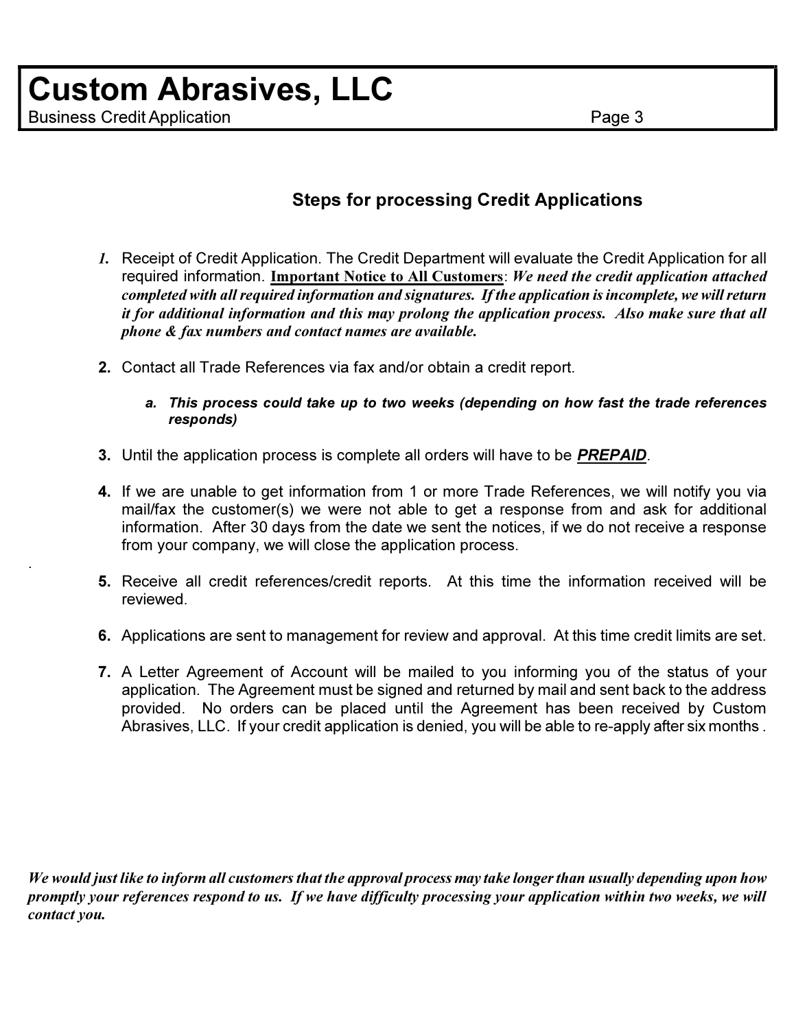# Custom Abrasives, LLC

Business Credit Application

## Steps for processing Credit Applications

1. Receipt of Credit Application. The Credit Department will evaluate the Credit Application for all required information. **Important Notice to All Customers**: ***We need the credit application attached completed with all required information and signatures. If the application is incomplete, we will return it for additional information and this may prolong the application process. Also make sure that all phone & fax numbers and contact names are available.***

2. Contact all Trade References via fax and/or obtain a credit report.

   a. ***This process could take up to two weeks (depending on how fast the trade references responds)***

3. Until the application process is complete all orders will have to be ***PREPAID***.

4. If we are unable to get information from 1 or more Trade References, we will notify you via mail/fax the customer(s) we were not able to get a response from and ask for additional information. After 30 days from the date we sent the notices, if we do not receive a response from your company, we will close the application process.

5. Receive all credit references/credit reports. At this time the information received will be reviewed.

6. Applications are sent to management for review and approval. At this time credit limits are set.

7. A Letter Agreement of Account will be mailed to you informing you of the status of your application. The Agreement must be signed and returned by mail and sent back to the address provided. No orders can be placed until the Agreement has been received by Custom Abrasives, LLC. If your credit application is denied, you will be able to re-apply after six months .

***We would just like to inform all customers that the approval process may take longer than usually depending upon how promptly your references respond to us. If we have difficulty processing your application within two weeks, we will contact you.***